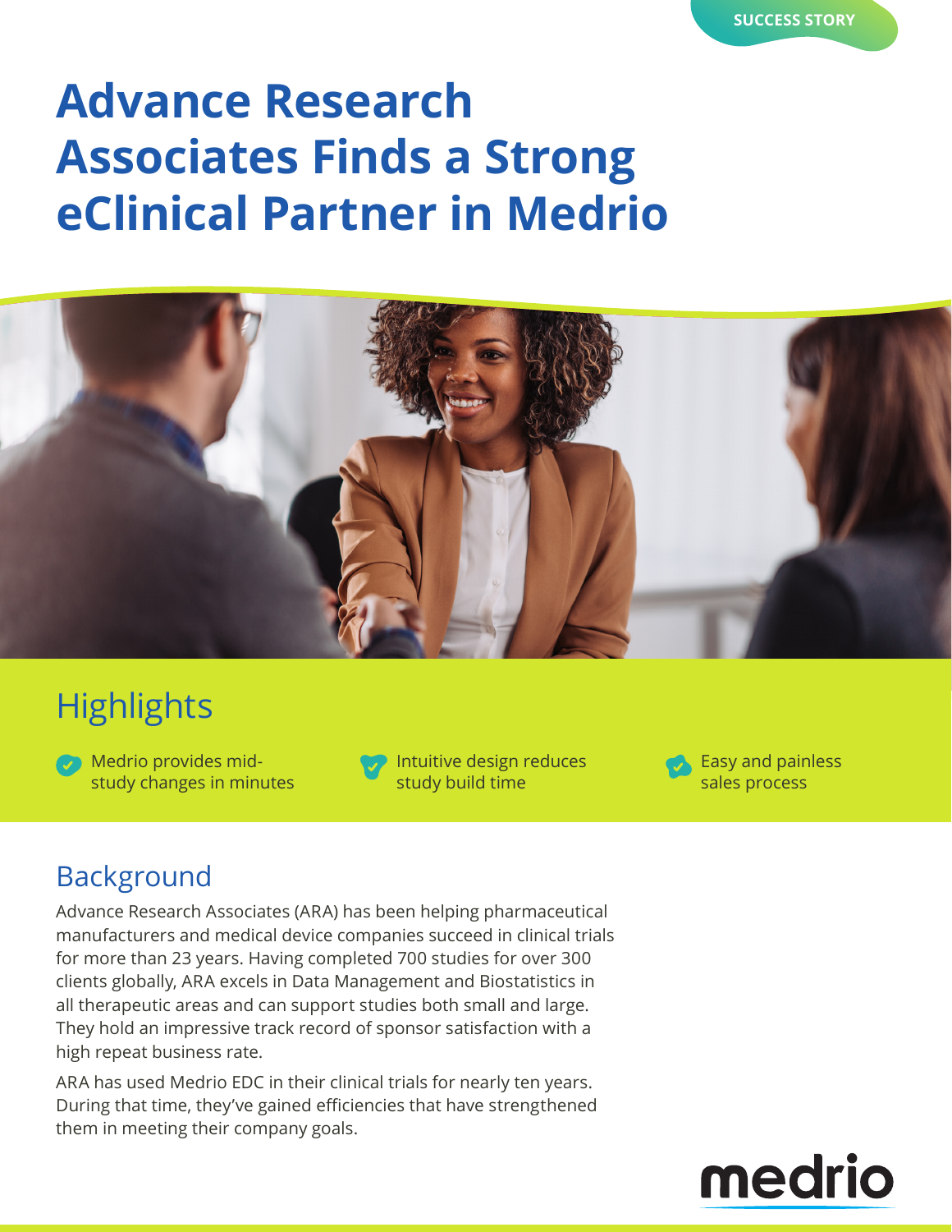SUCCESS STORY

# Advance Research Associates Finds a Strong eClinical Partner in Medrio

## Highlights

- Medrio provides mid-study changes in minutes
- Intuitive design reduces study build time
- Easy and painless sales process

## Background

Advance Research Associates (ARA) has been helping pharmaceutical manufacturers and medical device companies succeed in clinical trials for more than 23 years. Having completed 700 studies for over 300 clients globally, ARA excels in Data Management and Biostatistics in all therapeutic areas and can support studies both small and large. They hold an impressive track record of sponsor satisfaction with a high repeat business rate.

ARA has used Medrio EDC in their clinical trials for nearly ten years. During that time, they've gained efficiencies that have strengthened them in meeting their company goals.

medrio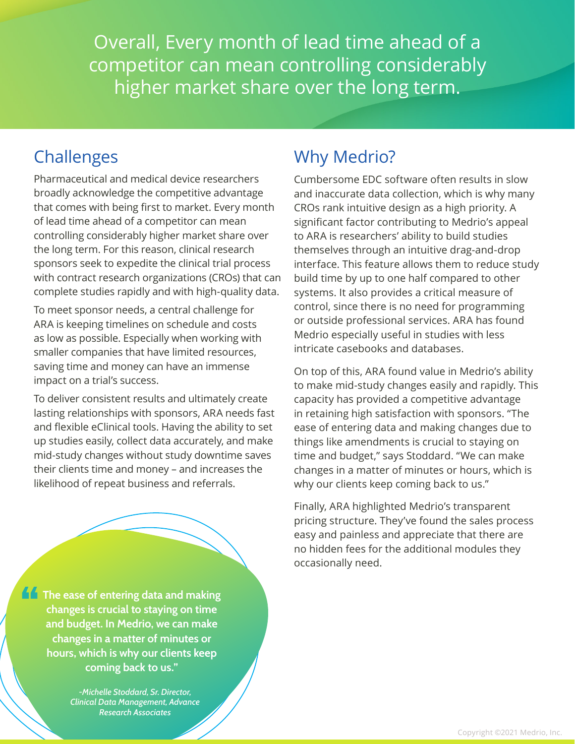Overall, Every month of lead time ahead of a competitor can mean controlling considerably higher market share over the long term.

## Challenges

Pharmaceutical and medical device researchers broadly acknowledge the competitive advantage that comes with being first to market. Every month of lead time ahead of a competitor can mean controlling considerably higher market share over the long term. For this reason, clinical research sponsors seek to expedite the clinical trial process with contract research organizations (CROs) that can complete studies rapidly and with high-quality data.

To meet sponsor needs, a central challenge for ARA is keeping timelines on schedule and costs as low as possible. Especially when working with smaller companies that have limited resources, saving time and money can have an immense impact on a trial's success.

To deliver consistent results and ultimately create lasting relationships with sponsors, ARA needs fast and flexible eClinical tools. Having the ability to set up studies easily, collect data accurately, and make mid-study changes without study downtime saves their clients time and money – and increases the likelihood of repeat business and referrals.

> **"The ease of entering data and making changes is crucial to staying on time and budget. In Medrio, we can make changes in a matter of minutes or hours, which is why our clients keep coming back to us."**
>
> *-Michelle Stoddard, Sr. Director, Clinical Data Management, Advance Research Associates*

## Why Medrio?

Cumbersome EDC software often results in slow and inaccurate data collection, which is why many CROs rank intuitive design as a high priority. A significant factor contributing to Medrio's appeal to ARA is researchers' ability to build studies themselves through an intuitive drag-and-drop interface. This feature allows them to reduce study build time by up to one half compared to other systems. It also provides a critical measure of control, since there is no need for programming or outside professional services. ARA has found Medrio especially useful in studies with less intricate casebooks and databases.

On top of this, ARA found value in Medrio's ability to make mid-study changes easily and rapidly. This capacity has provided a competitive advantage in retaining high satisfaction with sponsors. "The ease of entering data and making changes due to things like amendments is crucial to staying on time and budget," says Stoddard. "We can make changes in a matter of minutes or hours, which is why our clients keep coming back to us."

Finally, ARA highlighted Medrio's transparent pricing structure. They've found the sales process easy and painless and appreciate that there are no hidden fees for the additional modules they occasionally need.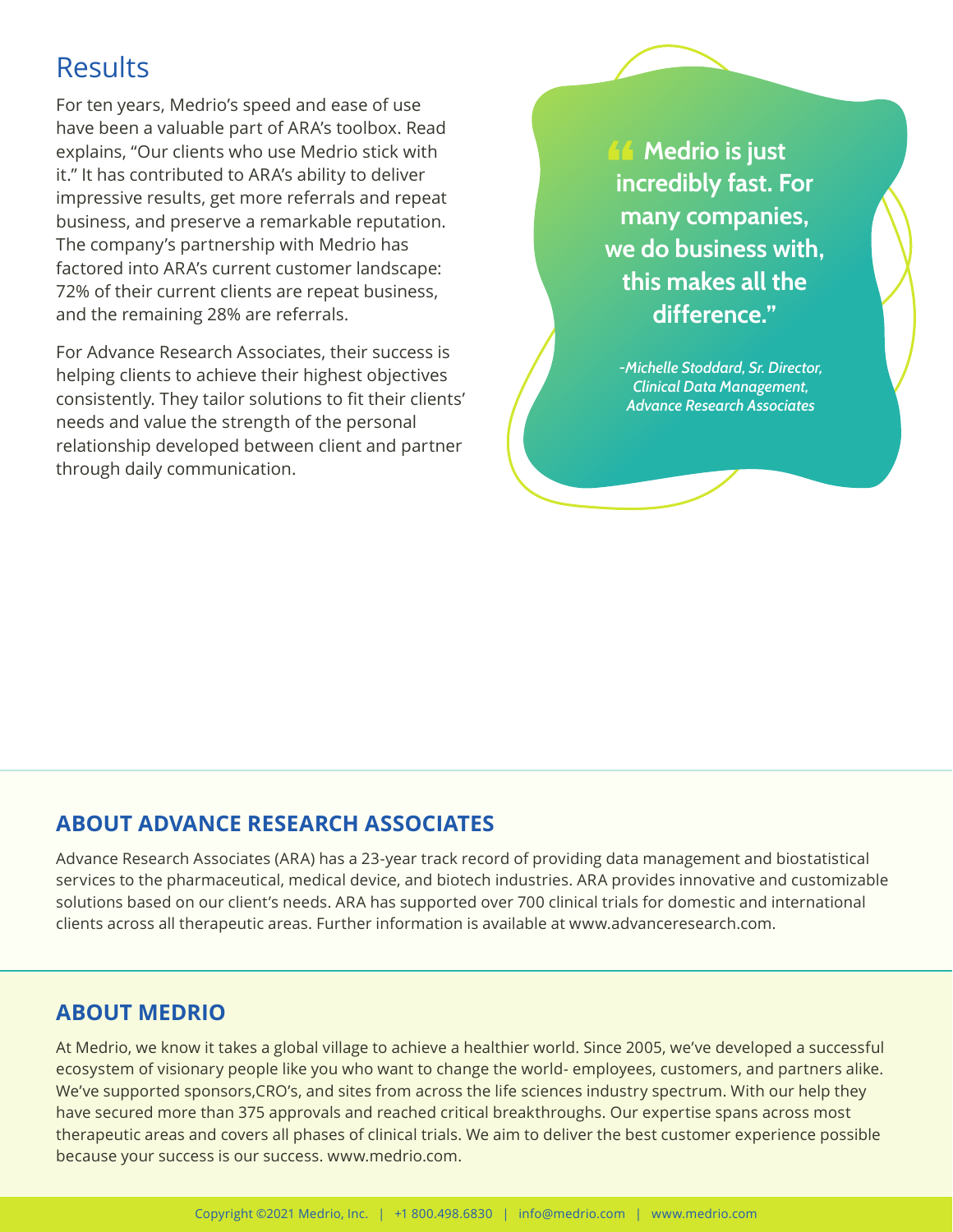## Results

For ten years, Medrio's speed and ease of use have been a valuable part of ARA's toolbox. Read explains, "Our clients who use Medrio stick with it." It has contributed to ARA's ability to deliver impressive results, get more referrals and repeat business, and preserve a remarkable reputation. The company's partnership with Medrio has factored into ARA's current customer landscape: 72% of their current clients are repeat business, and the remaining 28% are referrals.

For Advance Research Associates, their success is helping clients to achieve their highest objectives consistently. They tailor solutions to fit their clients' needs and value the strength of the personal relationship developed between client and partner through daily communication.

> **"Medrio is just incredibly fast. For many companies, we do business with, this makes all the difference."**
>
> *-Michelle Stoddard, Sr. Director, Clinical Data Management, Advance Research Associates*

## ABOUT ADVANCE RESEARCH ASSOCIATES

Advance Research Associates (ARA) has a 23-year track record of providing data management and biostatistical services to the pharmaceutical, medical device, and biotech industries. ARA provides innovative and customizable solutions based on our client's needs. ARA has supported over 700 clinical trials for domestic and international clients across all therapeutic areas. Further information is available at www.advanceresearch.com.

## ABOUT MEDRIO

At Medrio, we know it takes a global village to achieve a healthier world. Since 2005, we've developed a successful ecosystem of visionary people like you who want to change the world- employees, customers, and partners alike. We've supported sponsors,CRO's, and sites from across the life sciences industry spectrum. With our help they have secured more than 375 approvals and reached critical breakthroughs. Our expertise spans across most therapeutic areas and covers all phases of clinical trials. We aim to deliver the best customer experience possible because your success is our success. www.medrio.com.

Copyright ©2021 Medrio, Inc. | +1 800.498.6830 | info@medrio.com | www.medrio.com